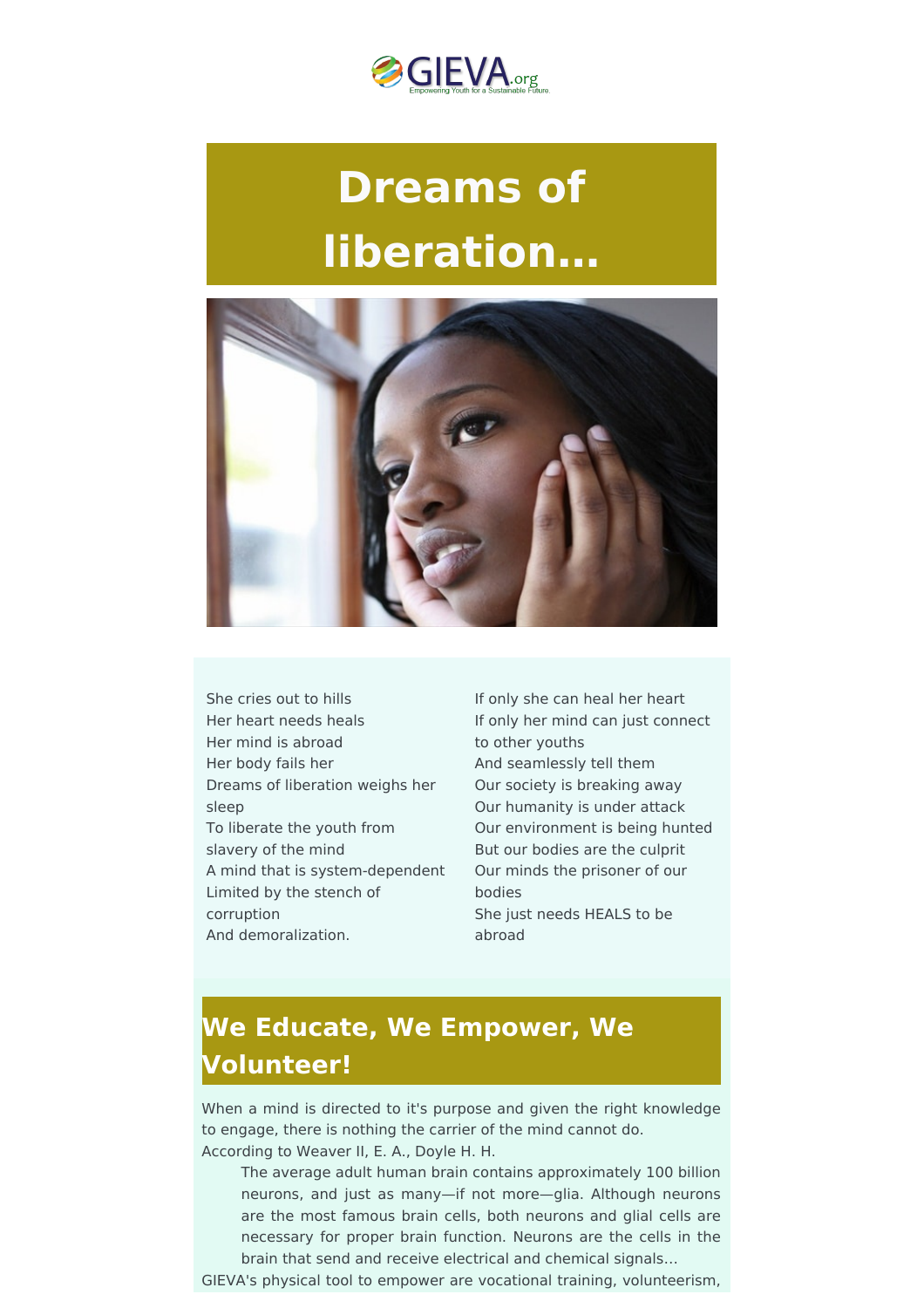GIEVA.org
Empowering Youth for a Sustainable Future.

# Dreams of liberation...

She cries out to hills
Her heart needs heals
Her mind is abroad
Her body fails her
Dreams of liberation weighs her sleep
To liberate the youth from slavery of the mind
A mind that is system-dependent
Limited by the stench of corruption
And demoralization.

If only she can heal her heart
If only her mind can just connect to other youths
And seamlessly tell them
Our society is breaking away
Our humanity is under attack
Our environment is being hunted
But our bodies are the culprit
Our minds the prisoner of our bodies
She just needs HEALS to be abroad

## We Educate, We Empower, We Volunteer!

When a mind is directed to it's purpose and given the right knowledge to engage, there is nothing the carrier of the mind cannot do.
According to Weaver II, E. A., Doyle H. H.

> The average adult human brain contains approximately 100 billion neurons, and just as many—if not more—glia. Although neurons are the most famous brain cells, both neurons and glial cells are necessary for proper brain function. Neurons are the cells in the brain that send and receive electrical and chemical signals...

GIEVA's physical tool to empower are vocational training, volunteerism,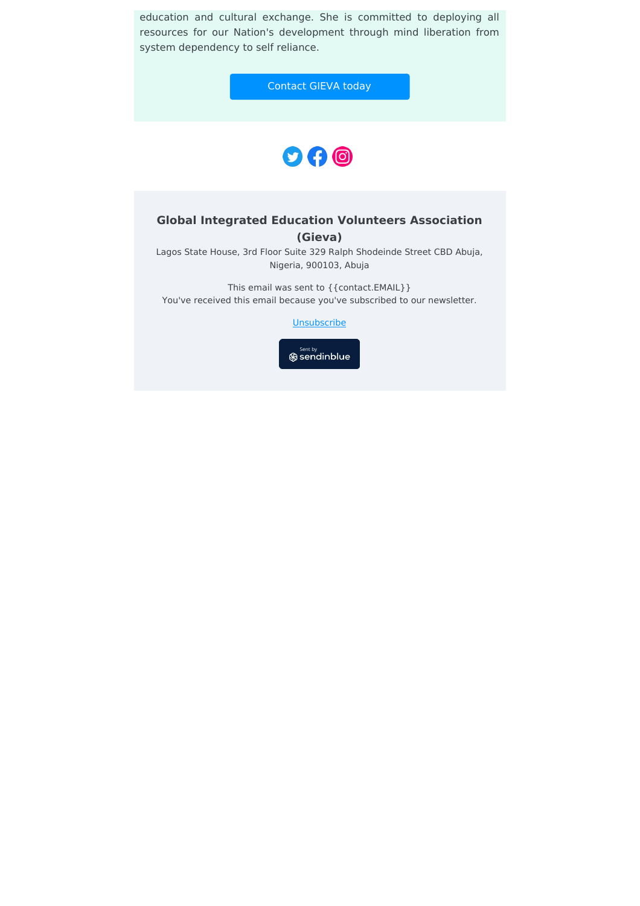education and cultural exchange. She is committed to deploying all resources for our Nation's development through mind liberation from system dependency to self reliance.

Contact GIEVA today

**Global Integrated Education Volunteers Association (Gieva)**

Lagos State House, 3rd Floor Suite 329 Ralph Shodeinde Street CBD Abuja, Nigeria, 900103, Abuja

This email was sent to {{contact.EMAIL}}
You've received this email because you've subscribed to our newsletter.

Unsubscribe

Sent by sendinblue